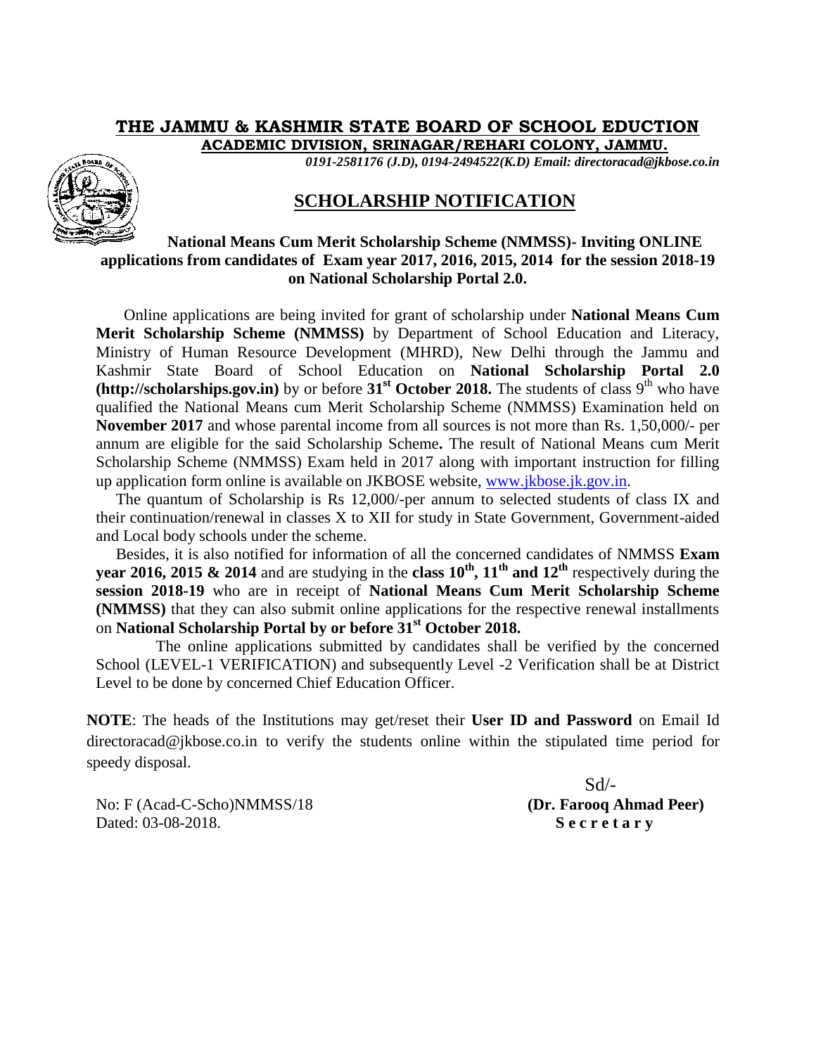# THE JAMMU & KASHMIR STATE BOARD OF SCHOOL EDUCTION

**ACADEMIC DIVISION, SRINAGAR/REHARI COLONY, JAMMU.**

*0191-2581176 (J.D), 0194-2494522(K.D) Email: directoracad@jkbose.co.in*

## SCHOLARSHIP NOTIFICATION

**National Means Cum Merit Scholarship Scheme (NMMSS)- Inviting ONLINE applications from candidates of Exam year 2017, 2016, 2015, 2014 for the session 2018-19 on National Scholarship Portal 2.0.**

Online applications are being invited for grant of scholarship under **National Means Cum Merit Scholarship Scheme (NMMSS)** by Department of School Education and Literacy, Ministry of Human Resource Development (MHRD), New Delhi through the Jammu and Kashmir State Board of School Education on **National Scholarship Portal 2.0 (http://scholarships.gov.in)** by or before **31st October 2018.** The students of class 9th who have qualified the National Means cum Merit Scholarship Scheme (NMMSS) Examination held on **November 2017** and whose parental income from all sources is not more than Rs. 1,50,000/- per annum are eligible for the said Scholarship Scheme**.** The result of National Means cum Merit Scholarship Scheme (NMMSS) Exam held in 2017 along with important instruction for filling up application form online is available on JKBOSE website, www.jkbose.jk.gov.in.

The quantum of Scholarship is Rs 12,000/-per annum to selected students of class IX and their continuation/renewal in classes X to XII for study in State Government, Government-aided and Local body schools under the scheme.

Besides, it is also notified for information of all the concerned candidates of NMMSS **Exam year 2016, 2015 & 2014** and are studying in the **class 10th, 11th and 12th** respectively during the **session 2018-19** who are in receipt of **National Means Cum Merit Scholarship Scheme (NMMSS)** that they can also submit online applications for the respective renewal installments on **National Scholarship Portal by or before 31st October 2018.**

The online applications submitted by candidates shall be verified by the concerned School (LEVEL-1 VERIFICATION) and subsequently Level -2 Verification shall be at District Level to be done by concerned Chief Education Officer.

**NOTE**: The heads of the Institutions may get/reset their **User ID and Password** on Email Id directoracad@jkbose.co.in to verify the students online within the stipulated time period for speedy disposal.

Sd/-

**(Dr. Farooq Ahmad Peer)**
**Secretary**

No: F (Acad-C-Scho)NMMSS/18
Dated: 03-08-2018.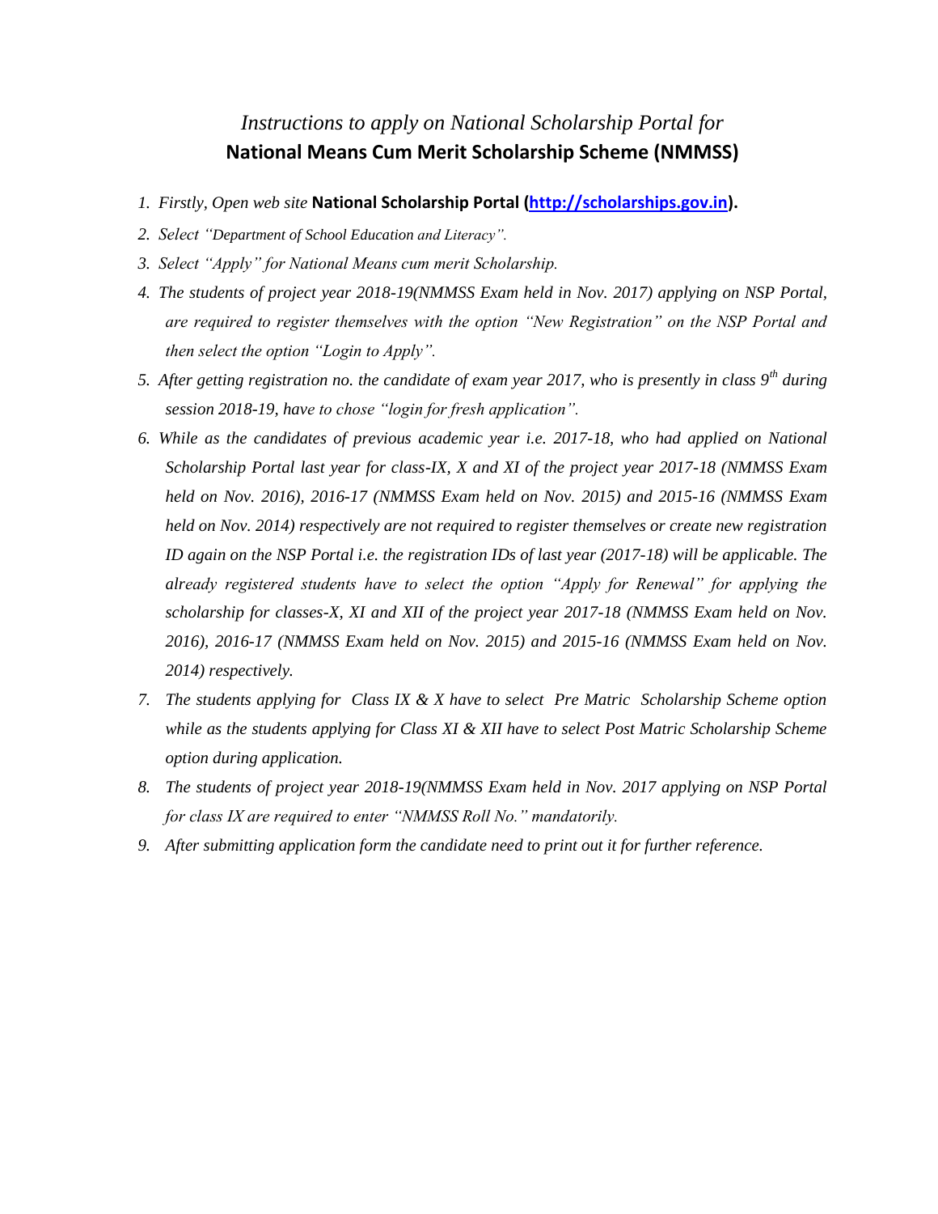# *Instructions to apply on National Scholarship Portal for* **National Means Cum Merit Scholarship Scheme (NMMSS)**

1. *Firstly, Open web site* **National Scholarship Portal ([http://scholarships.gov.in](http://scholarships.gov.in)).**
2. *Select "Department of School Education and Literacy".*
3. *Select "Apply" for National Means cum merit Scholarship.*
4. *The students of project year 2018-19(NMMSS Exam held in Nov. 2017) applying on NSP Portal, are required to register themselves with the option "New Registration" on the NSP Portal and then select the option "Login to Apply".*
5. *After getting registration no. the candidate of exam year 2017, who is presently in class 9th during session 2018-19, have to chose "login for fresh application".*
6. *While as the candidates of previous academic year i.e. 2017-18, who had applied on National Scholarship Portal last year for class-IX, X and XI of the project year 2017-18 (NMMSS Exam held on Nov. 2016), 2016-17 (NMMSS Exam held on Nov. 2015) and 2015-16 (NMMSS Exam held on Nov. 2014) respectively are not required to register themselves or create new registration ID again on the NSP Portal i.e. the registration IDs of last year (2017-18) will be applicable. The already registered students have to select the option "Apply for Renewal" for applying the scholarship for classes-X, XI and XII of the project year 2017-18 (NMMSS Exam held on Nov. 2016), 2016-17 (NMMSS Exam held on Nov. 2015) and 2015-16 (NMMSS Exam held on Nov. 2014) respectively.*
7. *The students applying for Class IX & X have to select Pre Matric Scholarship Scheme option while as the students applying for Class XI & XII have to select Post Matric Scholarship Scheme option during application.*
8. *The students of project year 2018-19(NMMSS Exam held in Nov. 2017 applying on NSP Portal for class IX are required to enter "NMMSS Roll No." mandatorily.*
9. *After submitting application form the candidate need to print out it for further reference.*